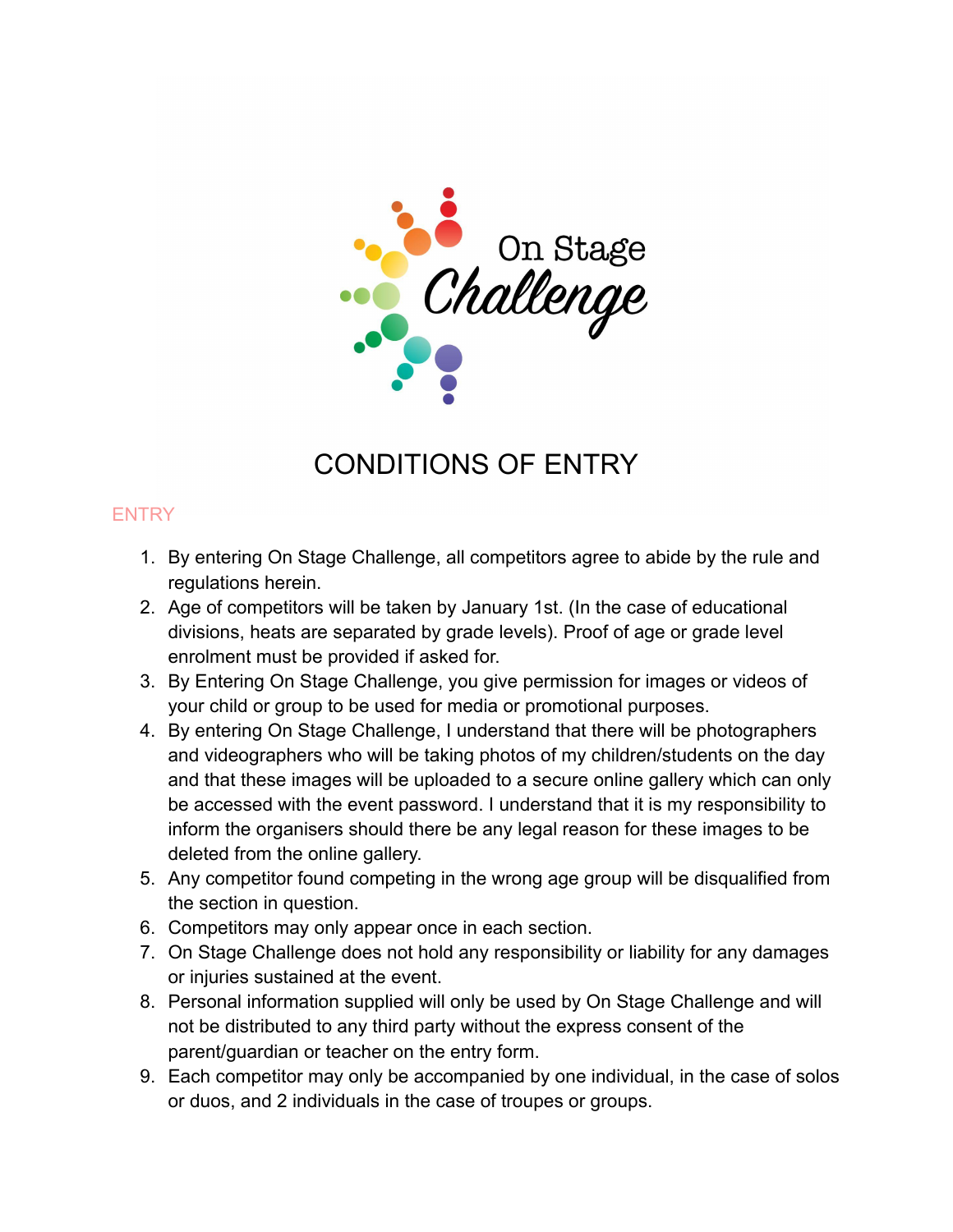On Stage Challenge

# CONDITIONS OF ENTRY

## ENTRY

1. By entering On Stage Challenge, all competitors agree to abide by the rule and regulations herein.
2. Age of competitors will be taken by January 1st. (In the case of educational divisions, heats are separated by grade levels). Proof of age or grade level enrolment must be provided if asked for.
3. By Entering On Stage Challenge, you give permission for images or videos of your child or group to be used for media or promotional purposes.
4. By entering On Stage Challenge, I understand that there will be photographers and videographers who will be taking photos of my children/students on the day and that these images will be uploaded to a secure online gallery which can only be accessed with the event password. I understand that it is my responsibility to inform the organisers should there be any legal reason for these images to be deleted from the online gallery.
5. Any competitor found competing in the wrong age group will be disqualified from the section in question.
6. Competitors may only appear once in each section.
7. On Stage Challenge does not hold any responsibility or liability for any damages or injuries sustained at the event.
8. Personal information supplied will only be used by On Stage Challenge and will not be distributed to any third party without the express consent of the parent/guardian or teacher on the entry form.
9. Each competitor may only be accompanied by one individual, in the case of solos or duos, and 2 individuals in the case of troupes or groups.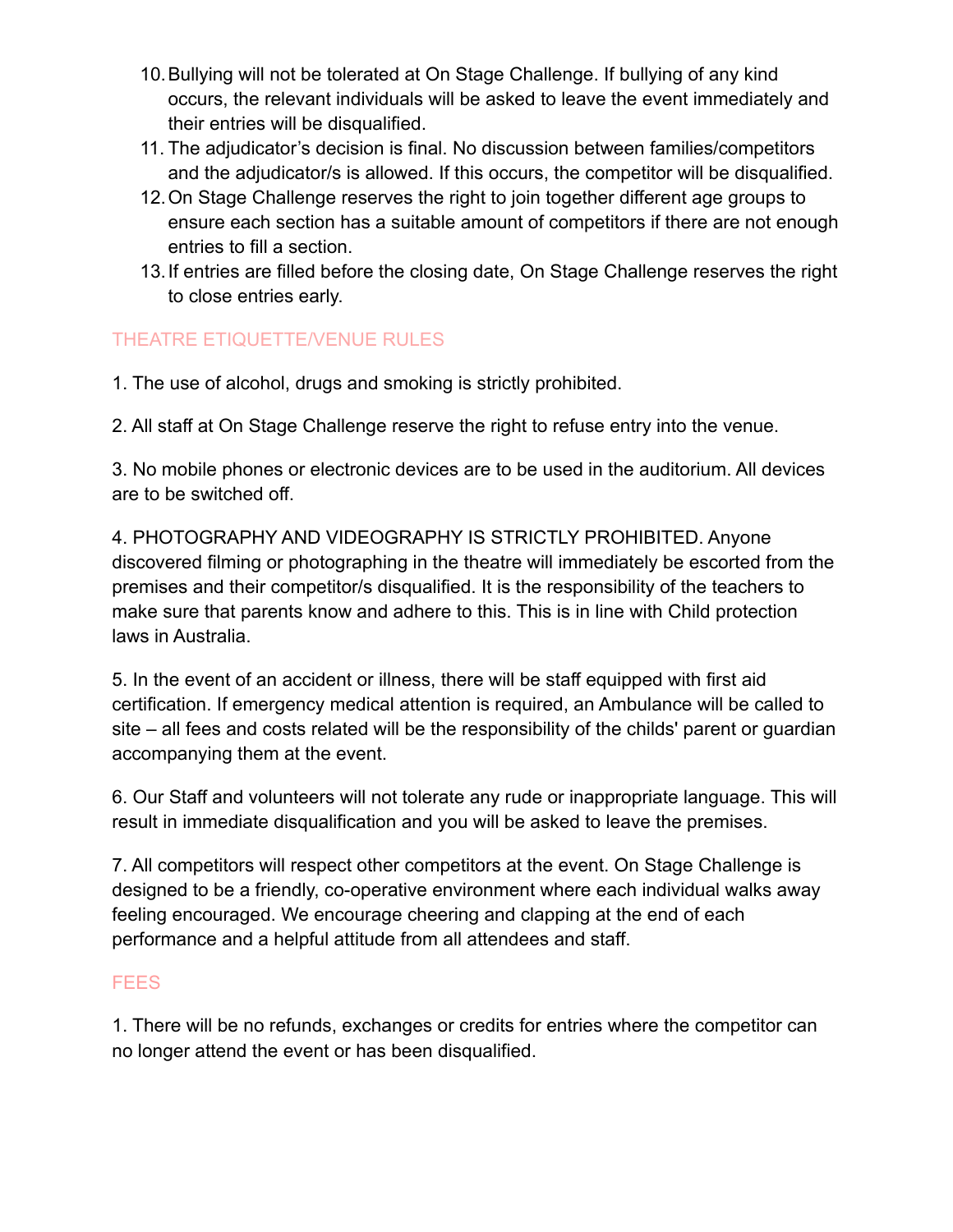10. Bullying will not be tolerated at On Stage Challenge. If bullying of any kind occurs, the relevant individuals will be asked to leave the event immediately and their entries will be disqualified.
11. The adjudicator's decision is final. No discussion between families/competitors and the adjudicator/s is allowed. If this occurs, the competitor will be disqualified.
12. On Stage Challenge reserves the right to join together different age groups to ensure each section has a suitable amount of competitors if there are not enough entries to fill a section.
13. If entries are filled before the closing date, On Stage Challenge reserves the right to close entries early.

## THEATRE ETIQUETTE/VENUE RULES

1. The use of alcohol, drugs and smoking is strictly prohibited.

2. All staff at On Stage Challenge reserve the right to refuse entry into the venue.

3. No mobile phones or electronic devices are to be used in the auditorium. All devices are to be switched off.

4. PHOTOGRAPHY AND VIDEOGRAPHY IS STRICTLY PROHIBITED. Anyone discovered filming or photographing in the theatre will immediately be escorted from the premises and their competitor/s disqualified. It is the responsibility of the teachers to make sure that parents know and adhere to this. This is in line with Child protection laws in Australia.

5. In the event of an accident or illness, there will be staff equipped with first aid certification. If emergency medical attention is required, an Ambulance will be called to site – all fees and costs related will be the responsibility of the childs' parent or guardian accompanying them at the event.

6. Our Staff and volunteers will not tolerate any rude or inappropriate language. This will result in immediate disqualification and you will be asked to leave the premises.

7. All competitors will respect other competitors at the event. On Stage Challenge is designed to be a friendly, co-operative environment where each individual walks away feeling encouraged. We encourage cheering and clapping at the end of each performance and a helpful attitude from all attendees and staff.

## FEES

1. There will be no refunds, exchanges or credits for entries where the competitor can no longer attend the event or has been disqualified.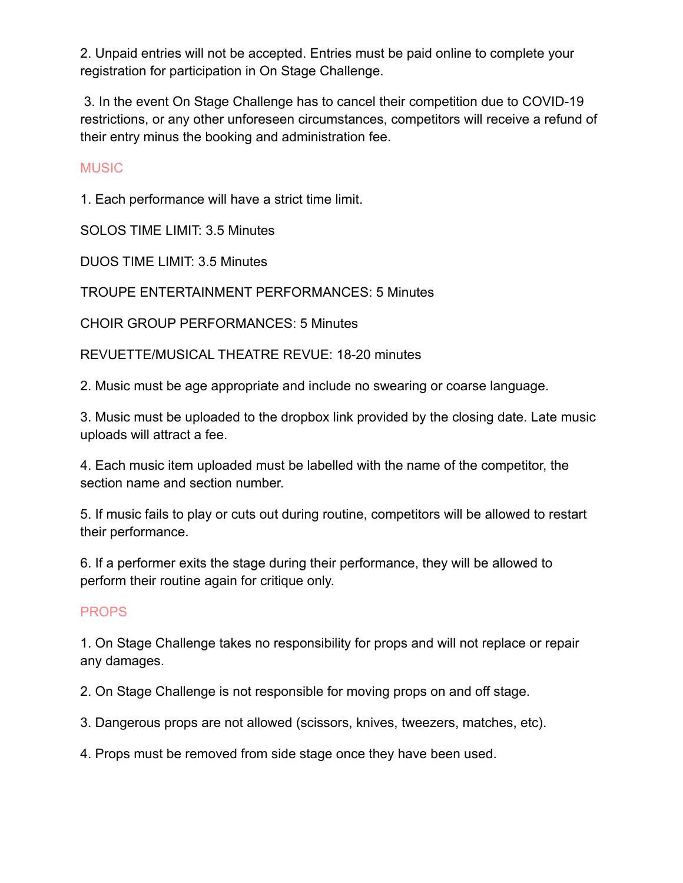2. Unpaid entries will not be accepted. Entries must be paid online to complete your registration for participation in On Stage Challenge.

3. In the event On Stage Challenge has to cancel their competition due to COVID-19 restrictions, or any other unforeseen circumstances, competitors will receive a refund of their entry minus the booking and administration fee.

## MUSIC

1. Each performance will have a strict time limit.

SOLOS TIME LIMIT: 3.5 Minutes

DUOS TIME LIMIT: 3.5 Minutes

TROUPE ENTERTAINMENT PERFORMANCES: 5 Minutes

CHOIR GROUP PERFORMANCES: 5 Minutes

REVUETTE/MUSICAL THEATRE REVUE: 18-20 minutes

2. Music must be age appropriate and include no swearing or coarse language.

3. Music must be uploaded to the dropbox link provided by the closing date. Late music uploads will attract a fee.

4. Each music item uploaded must be labelled with the name of the competitor, the section name and section number.

5. If music fails to play or cuts out during routine, competitors will be allowed to restart their performance.

6. If a performer exits the stage during their performance, they will be allowed to perform their routine again for critique only.

## PROPS

1. On Stage Challenge takes no responsibility for props and will not replace or repair any damages.

2. On Stage Challenge is not responsible for moving props on and off stage.

3. Dangerous props are not allowed (scissors, knives, tweezers, matches, etc).

4. Props must be removed from side stage once they have been used.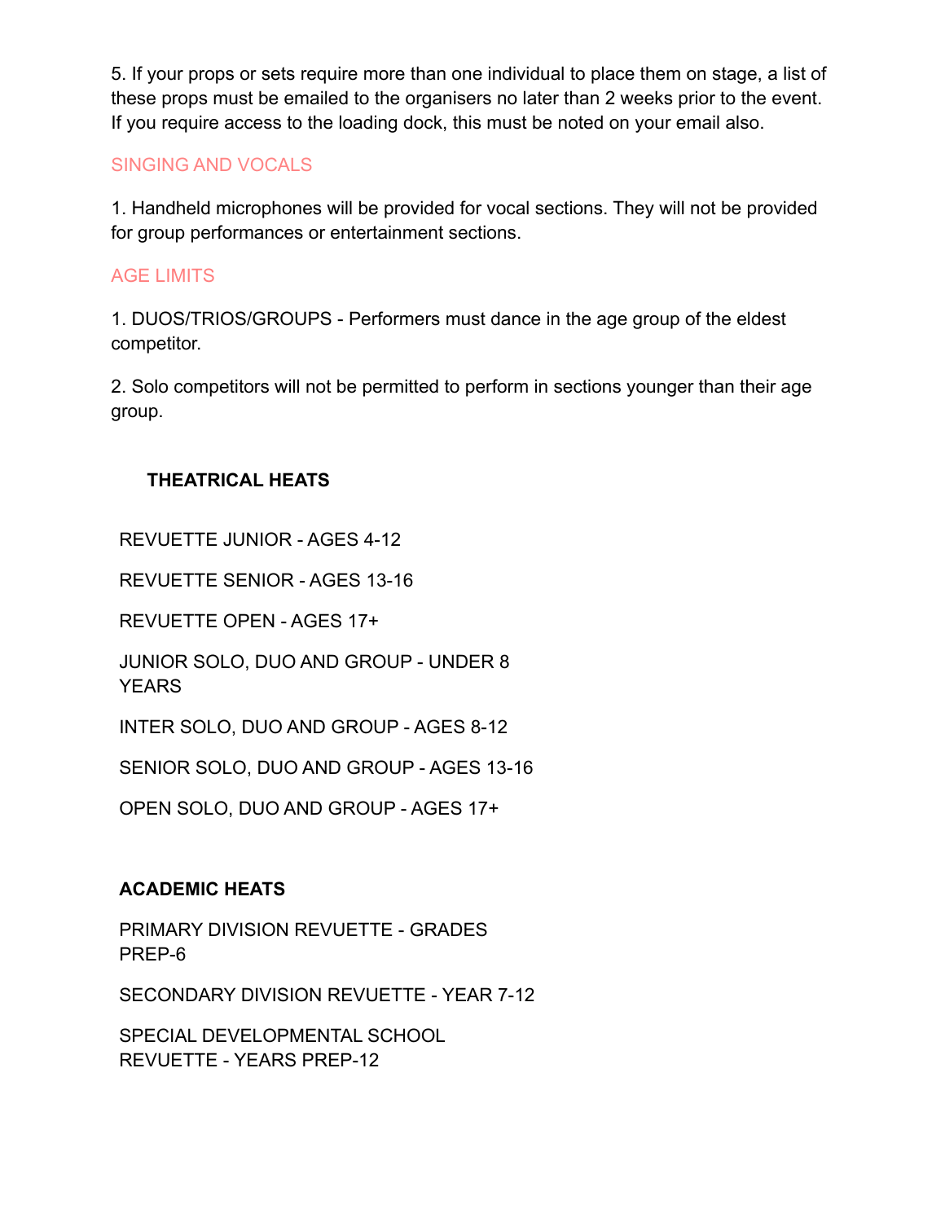5. If your props or sets require more than one individual to place them on stage, a list of these props must be emailed to the organisers no later than 2 weeks prior to the event. If you require access to the loading dock, this must be noted on your email also.

## SINGING AND VOCALS

1. Handheld microphones will be provided for vocal sections. They will not be provided for group performances or entertainment sections.

## AGE LIMITS

1. DUOS/TRIOS/GROUPS - Performers must dance in the age group of the eldest competitor.

2. Solo competitors will not be permitted to perform in sections younger than their age group.

### THEATRICAL HEATS

REVUETTE JUNIOR - AGES 4-12

REVUETTE SENIOR - AGES 13-16

REVUETTE OPEN - AGES 17+

JUNIOR SOLO, DUO AND GROUP - UNDER 8 YEARS

INTER SOLO, DUO AND GROUP - AGES 8-12

SENIOR SOLO, DUO AND GROUP - AGES 13-16

OPEN SOLO, DUO AND GROUP - AGES 17+

### ACADEMIC HEATS

PRIMARY DIVISION REVUETTE - GRADES PREP-6

SECONDARY DIVISION REVUETTE - YEAR 7-12

SPECIAL DEVELOPMENTAL SCHOOL REVUETTE - YEARS PREP-12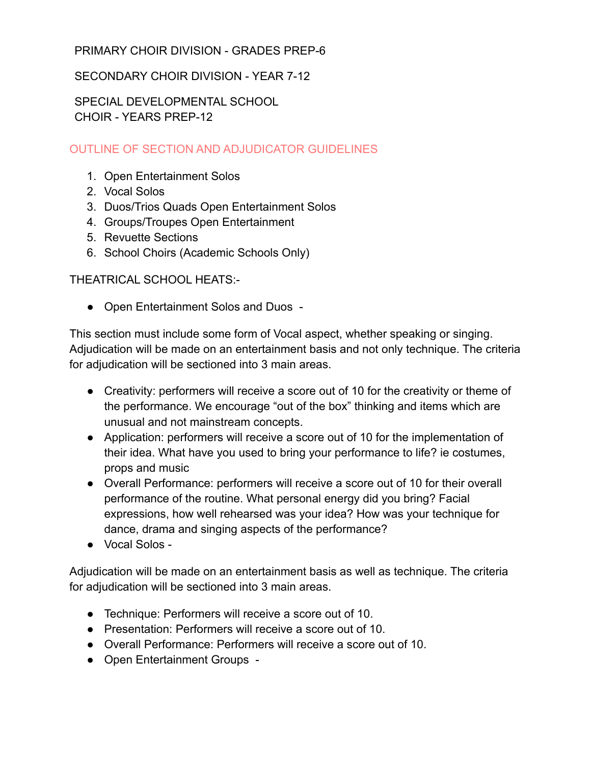PRIMARY CHOIR DIVISION - GRADES PREP-6

SECONDARY CHOIR DIVISION - YEAR 7-12

SPECIAL DEVELOPMENTAL SCHOOL CHOIR - YEARS PREP-12

## OUTLINE OF SECTION AND ADJUDICATOR GUIDELINES

1. Open Entertainment Solos
2. Vocal Solos
3. Duos/Trios Quads Open Entertainment Solos
4. Groups/Troupes Open Entertainment
5. Revuette Sections
6. School Choirs (Academic Schools Only)

THEATRICAL SCHOOL HEATS:-

- Open Entertainment Solos and Duos -

This section must include some form of Vocal aspect, whether speaking or singing. Adjudication will be made on an entertainment basis and not only technique. The criteria for adjudication will be sectioned into 3 main areas.

- Creativity: performers will receive a score out of 10 for the creativity or theme of the performance. We encourage "out of the box" thinking and items which are unusual and not mainstream concepts.
- Application: performers will receive a score out of 10 for the implementation of their idea. What have you used to bring your performance to life? ie costumes, props and music
- Overall Performance: performers will receive a score out of 10 for their overall performance of the routine. What personal energy did you bring? Facial expressions, how well rehearsed was your idea? How was your technique for dance, drama and singing aspects of the performance?
- Vocal Solos -

Adjudication will be made on an entertainment basis as well as technique. The criteria for adjudication will be sectioned into 3 main areas.

- Technique: Performers will receive a score out of 10.
- Presentation: Performers will receive a score out of 10.
- Overall Performance: Performers will receive a score out of 10.
- Open Entertainment Groups -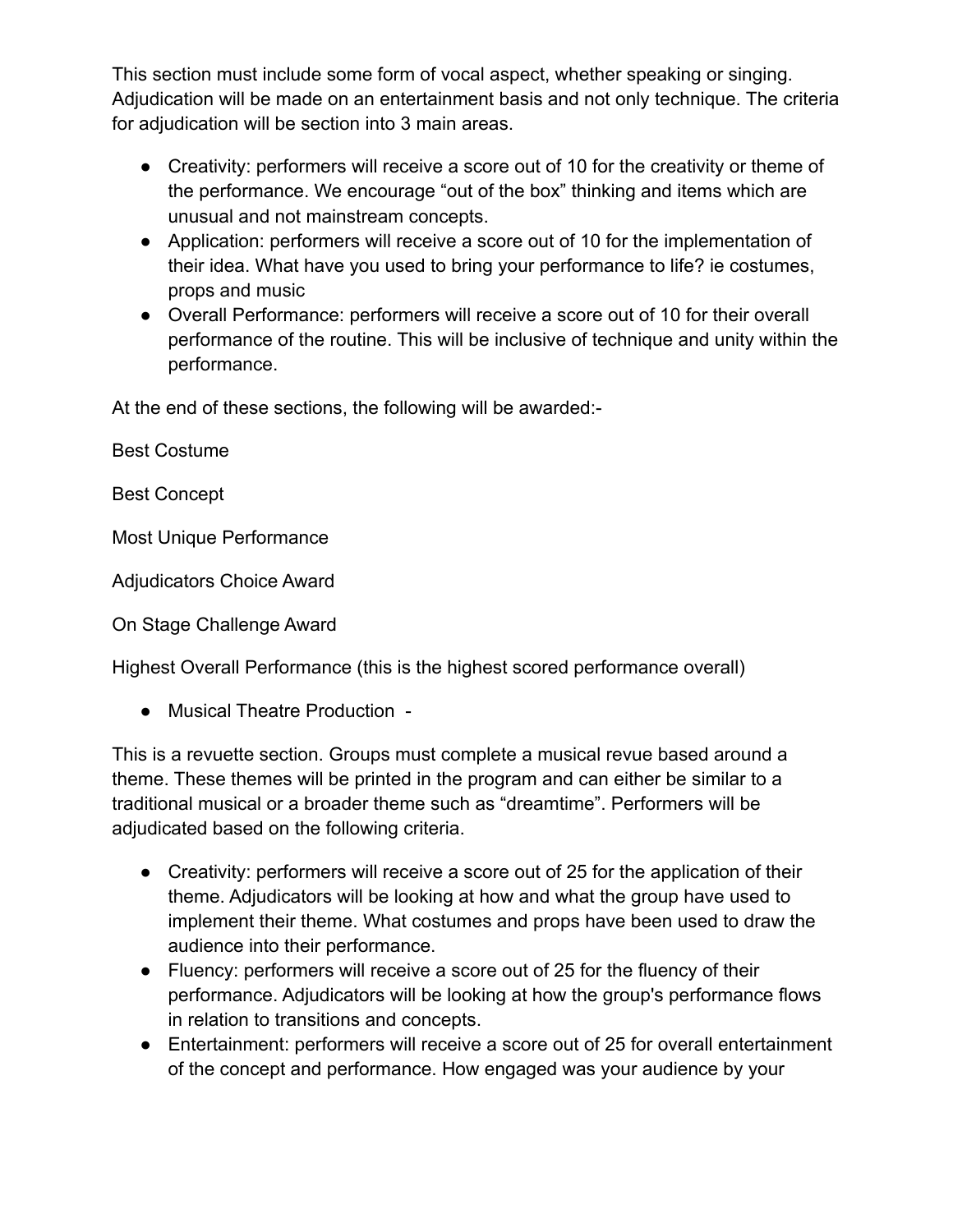This section must include some form of vocal aspect, whether speaking or singing. Adjudication will be made on an entertainment basis and not only technique. The criteria for adjudication will be section into 3 main areas.

- Creativity: performers will receive a score out of 10 for the creativity or theme of the performance. We encourage "out of the box" thinking and items which are unusual and not mainstream concepts.
- Application: performers will receive a score out of 10 for the implementation of their idea. What have you used to bring your performance to life? ie costumes, props and music
- Overall Performance: performers will receive a score out of 10 for their overall performance of the routine. This will be inclusive of technique and unity within the performance.

At the end of these sections, the following will be awarded:-

Best Costume

Best Concept

Most Unique Performance

Adjudicators Choice Award

On Stage Challenge Award

Highest Overall Performance (this is the highest scored performance overall)

- Musical Theatre Production -

This is a revuette section. Groups must complete a musical revue based around a theme. These themes will be printed in the program and can either be similar to a traditional musical or a broader theme such as "dreamtime". Performers will be adjudicated based on the following criteria.

- Creativity: performers will receive a score out of 25 for the application of their theme. Adjudicators will be looking at how and what the group have used to implement their theme. What costumes and props have been used to draw the audience into their performance.
- Fluency: performers will receive a score out of 25 for the fluency of their performance. Adjudicators will be looking at how the group's performance flows in relation to transitions and concepts.
- Entertainment: performers will receive a score out of 25 for overall entertainment of the concept and performance. How engaged was your audience by your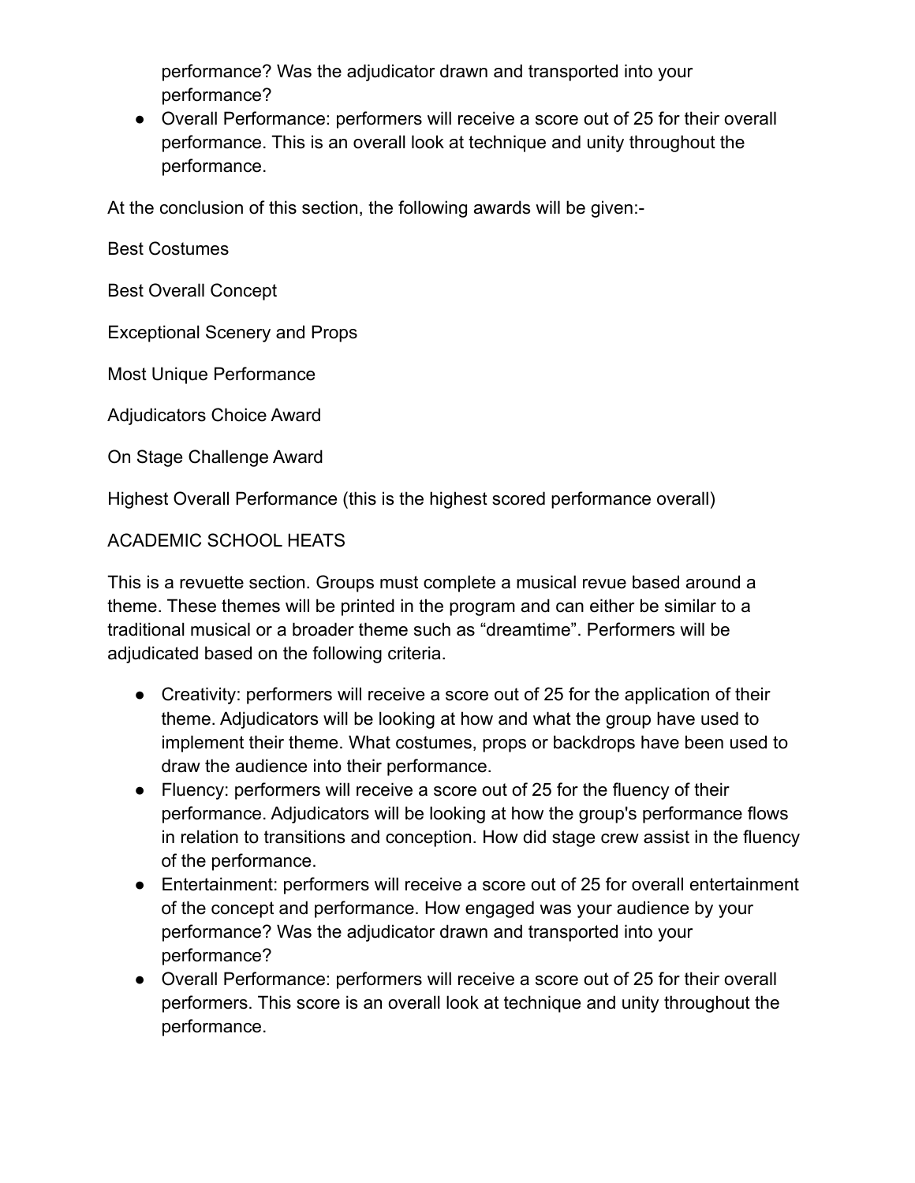performance? Was the adjudicator drawn and transported into your performance?

- Overall Performance: performers will receive a score out of 25 for their overall performance. This is an overall look at technique and unity throughout the performance.

At the conclusion of this section, the following awards will be given:-

Best Costumes

Best Overall Concept

Exceptional Scenery and Props

Most Unique Performance

Adjudicators Choice Award

On Stage Challenge Award

Highest Overall Performance (this is the highest scored performance overall)

## ACADEMIC SCHOOL HEATS

This is a revuette section. Groups must complete a musical revue based around a theme. These themes will be printed in the program and can either be similar to a traditional musical or a broader theme such as "dreamtime". Performers will be adjudicated based on the following criteria.

- Creativity: performers will receive a score out of 25 for the application of their theme. Adjudicators will be looking at how and what the group have used to implement their theme. What costumes, props or backdrops have been used to draw the audience into their performance.
- Fluency: performers will receive a score out of 25 for the fluency of their performance. Adjudicators will be looking at how the group's performance flows in relation to transitions and conception. How did stage crew assist in the fluency of the performance.
- Entertainment: performers will receive a score out of 25 for overall entertainment of the concept and performance. How engaged was your audience by your performance? Was the adjudicator drawn and transported into your performance?
- Overall Performance: performers will receive a score out of 25 for their overall performers. This score is an overall look at technique and unity throughout the performance.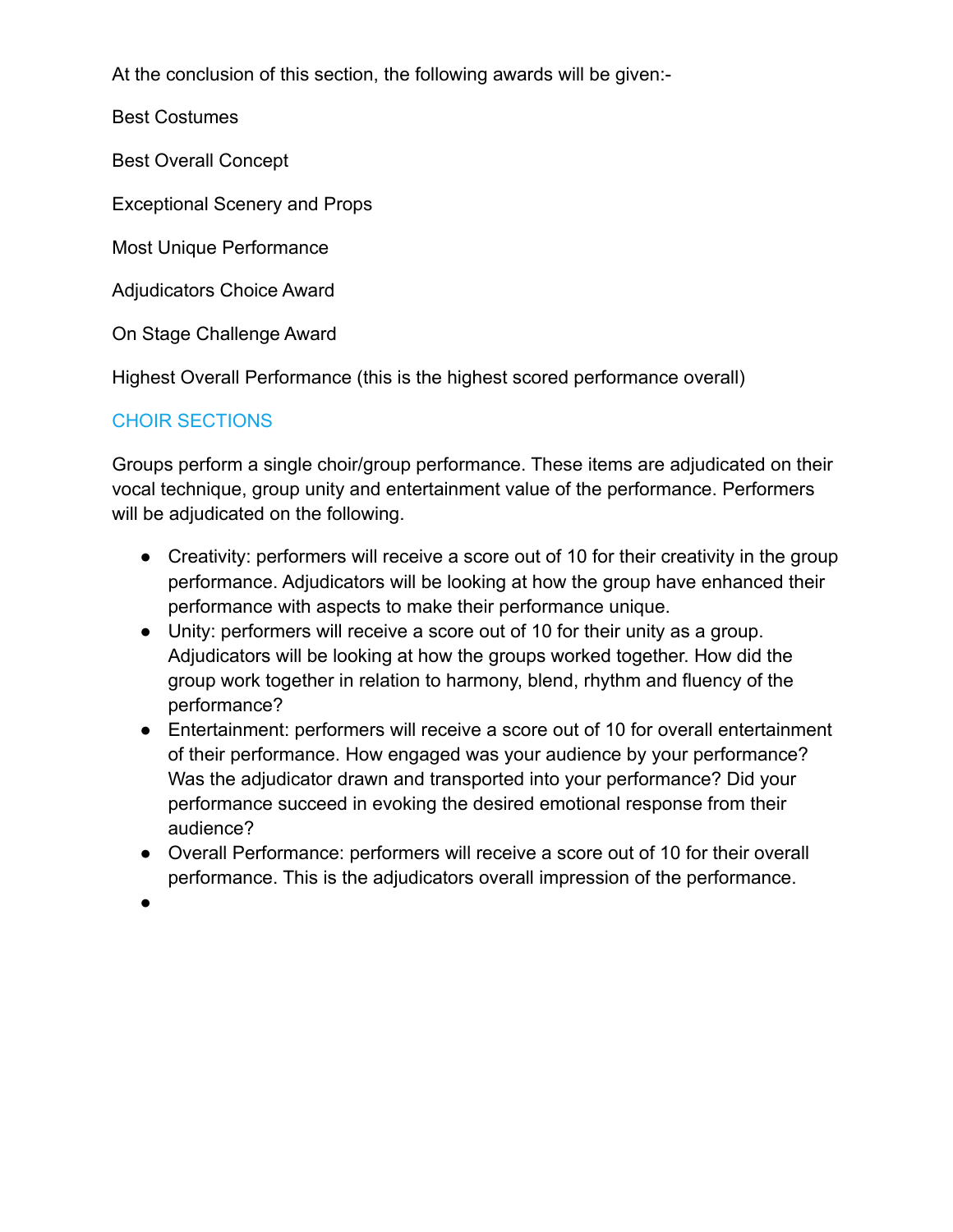At the conclusion of this section, the following awards will be given:-

Best Costumes

Best Overall Concept

Exceptional Scenery and Props

Most Unique Performance

Adjudicators Choice Award

On Stage Challenge Award

Highest Overall Performance (this is the highest scored performance overall)

## CHOIR SECTIONS

Groups perform a single choir/group performance. These items are adjudicated on their vocal technique, group unity and entertainment value of the performance. Performers will be adjudicated on the following.

- Creativity: performers will receive a score out of 10 for their creativity in the group performance. Adjudicators will be looking at how the group have enhanced their performance with aspects to make their performance unique.
- Unity: performers will receive a score out of 10 for their unity as a group. Adjudicators will be looking at how the groups worked together. How did the group work together in relation to harmony, blend, rhythm and fluency of the performance?
- Entertainment: performers will receive a score out of 10 for overall entertainment of their performance. How engaged was your audience by your performance? Was the adjudicator drawn and transported into your performance? Did your performance succeed in evoking the desired emotional response from their audience?
- Overall Performance: performers will receive a score out of 10 for their overall performance. This is the adjudicators overall impression of the performance.